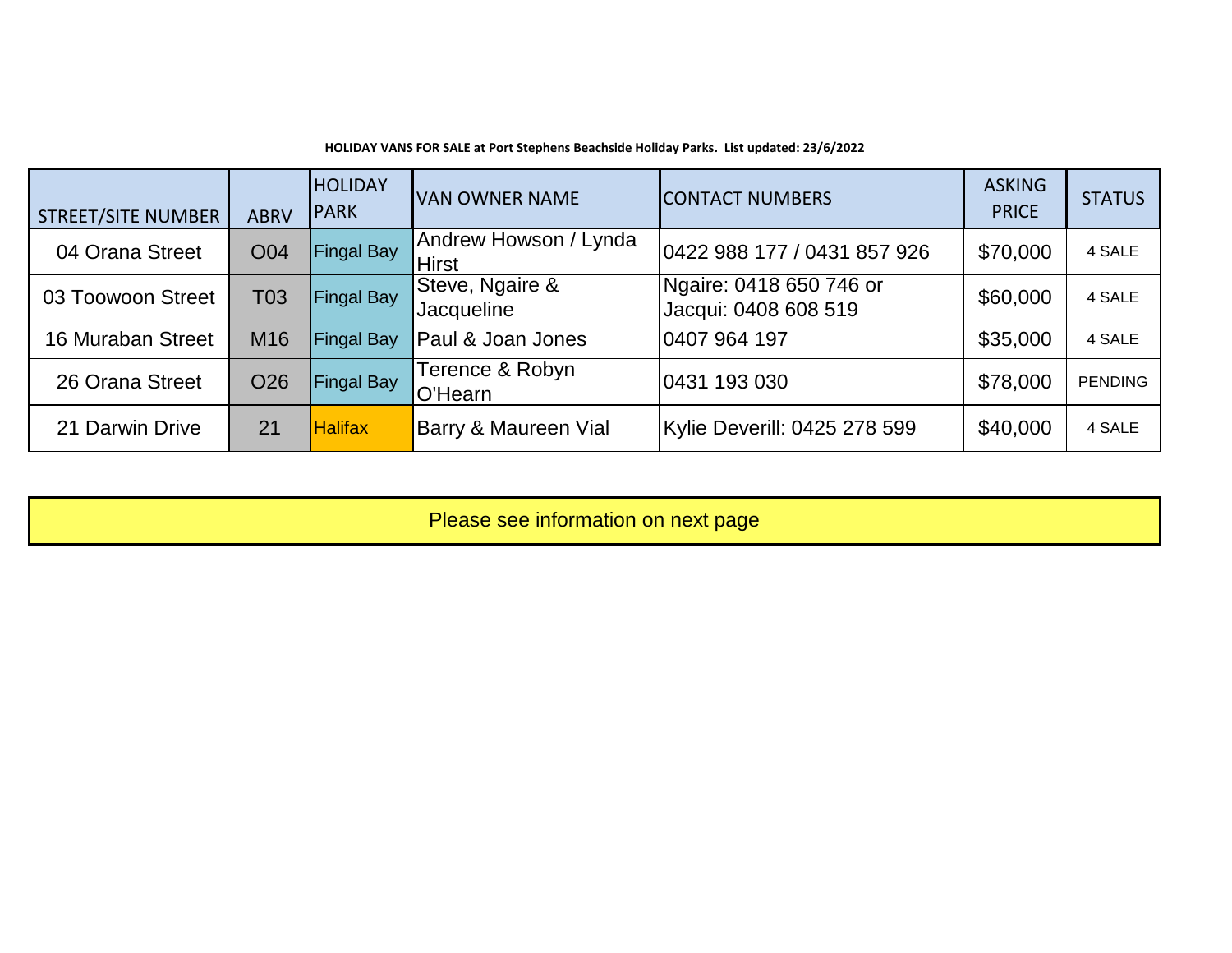**HOLIDAY VANS FOR SALE at Port Stephens Beachside Holiday Parks. List updated: 23/6/2022**

| STREET/SITE NUMBER | ABRV | HOLIDAY PARK | VAN OWNER NAME | CONTACT NUMBERS | ASKING PRICE | STATUS |
|---|---|---|---|---|---|---|
| 04 Orana Street | O04 | Fingal Bay | Andrew Howson / Lynda Hirst | 0422 988 177 / 0431 857 926 | $70,000 | 4 SALE |
| 03 Toowoon Street | T03 | Fingal Bay | Steve, Ngaire & Jacqueline | Ngaire: 0418 650 746 or Jacqui: 0408 608 519 | $60,000 | 4 SALE |
| 16 Muraban Street | M16 | Fingal Bay | Paul & Joan Jones | 0407 964 197 | $35,000 | 4 SALE |
| 26 Orana Street | O26 | Fingal Bay | Terence & Robyn O'Hearn | 0431 193 030 | $78,000 | PENDING |
| 21 Darwin Drive | 21 | Halifax | Barry & Maureen Vial | Kylie Deverill: 0425 278 599 | $40,000 | 4 SALE |

Please see information on next page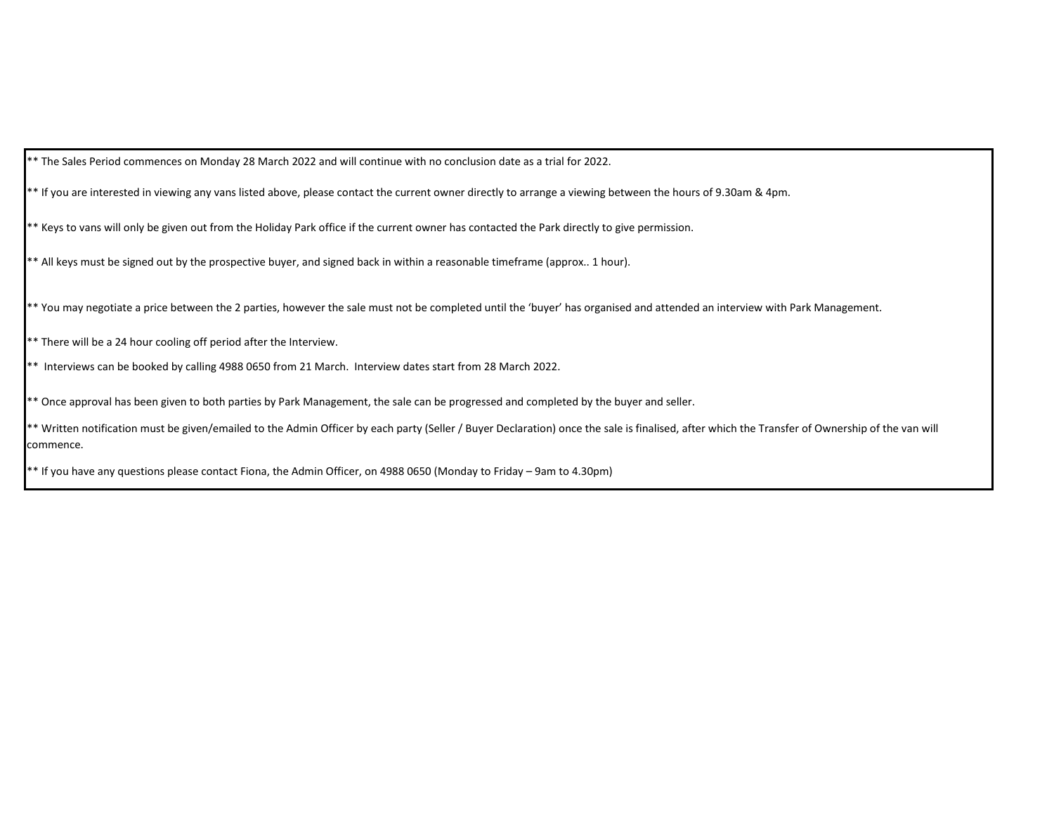** The Sales Period commences on Monday 28 March 2022 and will continue with no conclusion date as a trial for 2022.

** If you are interested in viewing any vans listed above, please contact the current owner directly to arrange a viewing between the hours of 9.30am & 4pm.

** Keys to vans will only be given out from the Holiday Park office if the current owner has contacted the Park directly to give permission.

** All keys must be signed out by the prospective buyer, and signed back in within a reasonable timeframe (approx.. 1 hour).

** You may negotiate a price between the 2 parties, however the sale must not be completed until the 'buyer' has organised and attended an interview with Park Management.

** There will be a 24 hour cooling off period after the Interview.

** Interviews can be booked by calling 4988 0650 from 21 March. Interview dates start from 28 March 2022.

** Once approval has been given to both parties by Park Management, the sale can be progressed and completed by the buyer and seller.

** Written notification must be given/emailed to the Admin Officer by each party (Seller / Buyer Declaration) once the sale is finalised, after which the Transfer of Ownership of the van will commence.

** If you have any questions please contact Fiona, the Admin Officer, on 4988 0650 (Monday to Friday – 9am to 4.30pm)